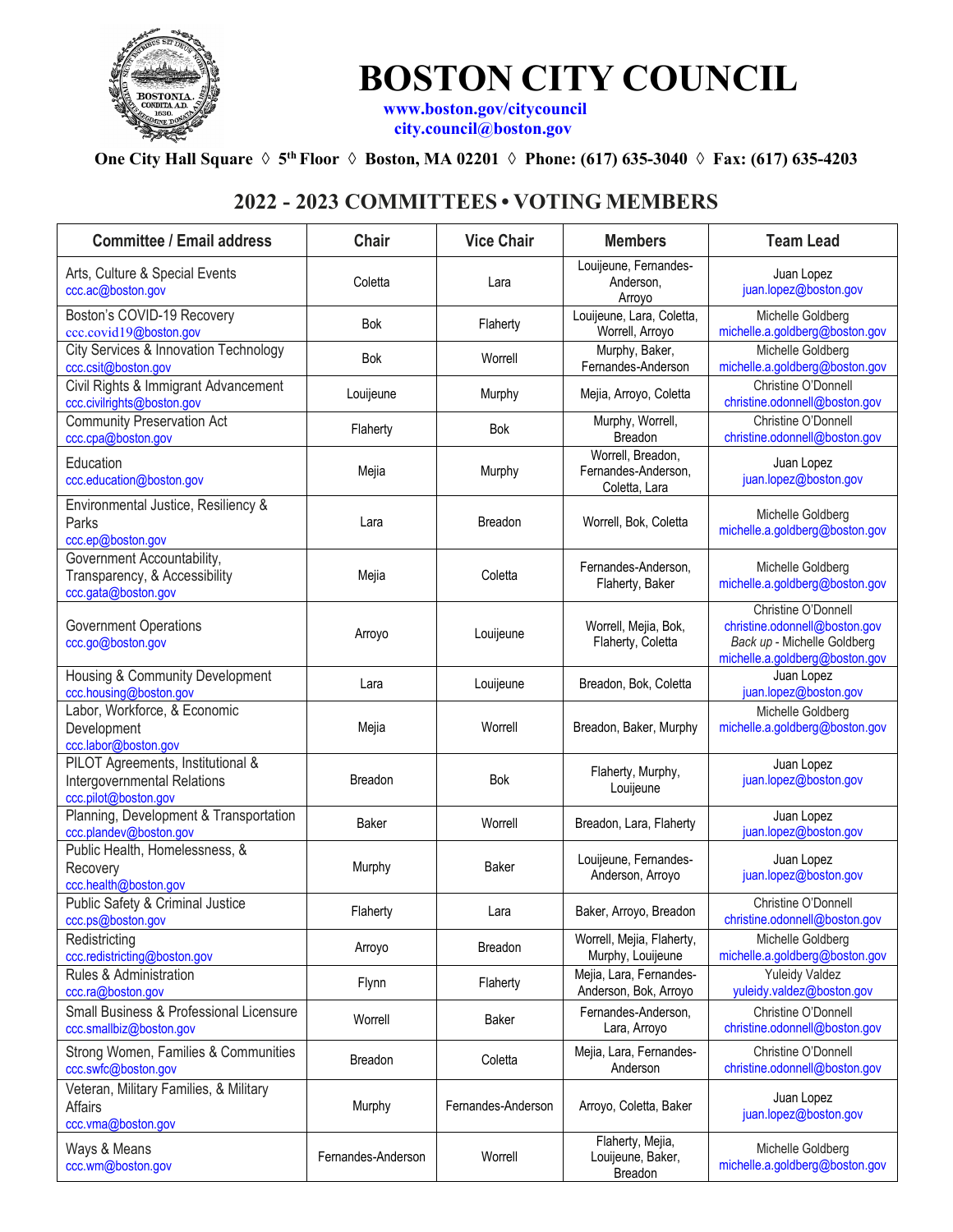# BOSTON CITY COUNCIL

www.boston.gov/citycouncil
city.council@boston.gov

**One City Hall Square ◊ 5th Floor ◊ Boston, MA 02201 ◊ Phone: (617) 635-3040 ◊ Fax: (617) 635-4203**

## 2022 - 2023 COMMITTEES • VOTING MEMBERS

| Committee / Email address | Chair | Vice Chair | Members | Team Lead |
|---|---|---|---|---|
| Arts, Culture & Special Events<br>ccc.ac@boston.gov | Coletta | Lara | Louijeune, Fernandes-Anderson, Arroyo | Juan Lopez<br>juan.lopez@boston.gov |
| Boston's COVID-19 Recovery<br>ccc.covid19@boston.gov | Bok | Flaherty | Louijeune, Lara, Coletta, Worrell, Arroyo | Michelle Goldberg<br>michelle.a.goldberg@boston.gov |
| City Services & Innovation Technology<br>ccc.csit@boston.gov | Bok | Worrell | Murphy, Baker, Fernandes-Anderson | Michelle Goldberg<br>michelle.a.goldberg@boston.gov |
| Civil Rights & Immigrant Advancement<br>ccc.civilrights@boston.gov | Louijeune | Murphy | Mejia, Arroyo, Coletta | Christine O'Donnell<br>christine.odonnell@boston.gov |
| Community Preservation Act<br>ccc.cpa@boston.gov | Flaherty | Bok | Murphy, Worrell, Breadon | Christine O'Donnell<br>christine.odonnell@boston.gov |
| Education<br>ccc.education@boston.gov | Mejia | Murphy | Worrell, Breadon, Fernandes-Anderson, Coletta, Lara | Juan Lopez<br>juan.lopez@boston.gov |
| Environmental Justice, Resiliency & Parks<br>ccc.ep@boston.gov | Lara | Breadon | Worrell, Bok, Coletta | Michelle Goldberg<br>michelle.a.goldberg@boston.gov |
| Government Accountability, Transparency, & Accessibility<br>ccc.gata@boston.gov | Mejia | Coletta | Fernandes-Anderson, Flaherty, Baker | Michelle Goldberg<br>michelle.a.goldberg@boston.gov |
| Government Operations<br>ccc.go@boston.gov | Arroyo | Louijeune | Worrell, Mejia, Bok, Flaherty, Coletta | Christine O'Donnell<br>christine.odonnell@boston.gov<br>*Back up* - Michelle Goldberg<br>michelle.a.goldberg@boston.gov |
| Housing & Community Development<br>ccc.housing@boston.gov | Lara | Louijeune | Breadon, Bok, Coletta | Juan Lopez<br>juan.lopez@boston.gov |
| Labor, Workforce, & Economic Development<br>ccc.labor@boston.gov | Mejia | Worrell | Breadon, Baker, Murphy | Michelle Goldberg<br>michelle.a.goldberg@boston.gov |
| PILOT Agreements, Institutional & Intergovernmental Relations<br>ccc.pilot@boston.gov | Breadon | Bok | Flaherty, Murphy, Louijeune | Juan Lopez<br>juan.lopez@boston.gov |
| Planning, Development & Transportation<br>ccc.plandev@boston.gov | Baker | Worrell | Breadon, Lara, Flaherty | Juan Lopez<br>juan.lopez@boston.gov |
| Public Health, Homelessness, & Recovery<br>ccc.health@boston.gov | Murphy | Baker | Louijeune, Fernandes-Anderson, Arroyo | Juan Lopez<br>juan.lopez@boston.gov |
| Public Safety & Criminal Justice<br>ccc.ps@boston.gov | Flaherty | Lara | Baker, Arroyo, Breadon | Christine O'Donnell<br>christine.odonnell@boston.gov |
| Redistricting<br>ccc.redistricting@boston.gov | Arroyo | Breadon | Worrell, Mejia, Flaherty, Murphy, Louijeune | Michelle Goldberg<br>michelle.a.goldberg@boston.gov |
| Rules & Administration<br>ccc.ra@boston.gov | Flynn | Flaherty | Mejia, Lara, Fernandes-Anderson, Bok, Arroyo | Yuleidy Valdez<br>yuleidy.valdez@boston.gov |
| Small Business & Professional Licensure<br>ccc.smallbiz@boston.gov | Worrell | Baker | Fernandes-Anderson, Lara, Arroyo | Christine O'Donnell<br>christine.odonnell@boston.gov |
| Strong Women, Families & Communities<br>ccc.swfc@boston.gov | Breadon | Coletta | Mejia, Lara, Fernandes-Anderson | Christine O'Donnell<br>christine.odonnell@boston.gov |
| Veteran, Military Families, & Military Affairs<br>ccc.vma@boston.gov | Murphy | Fernandes-Anderson | Arroyo, Coletta, Baker | Juan Lopez<br>juan.lopez@boston.gov |
| Ways & Means<br>ccc.wm@boston.gov | Fernandes-Anderson | Worrell | Flaherty, Mejia, Louijeune, Baker, Breadon | Michelle Goldberg<br>michelle.a.goldberg@boston.gov |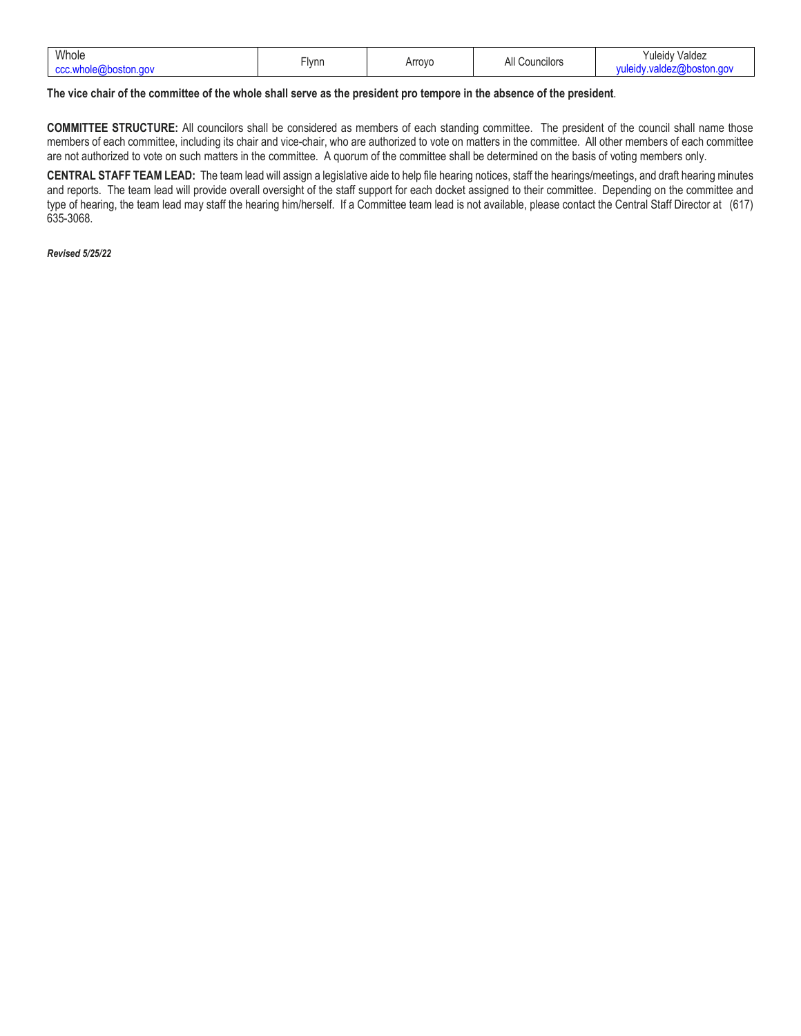| | | | | |
|---|---|---|---|---|
| Whole<br>ccc.whole@boston.gov | Flynn | Arroyo | All Councilors | Yuleidy Valdez<br>yuleidy.valdez@boston.gov |

**The vice chair of the committee of the whole shall serve as the president pro tempore in the absence of the president**.

**COMMITTEE STRUCTURE:** All councilors shall be considered as members of each standing committee. The president of the council shall name those members of each committee, including its chair and vice-chair, who are authorized to vote on matters in the committee. All other members of each committee are not authorized to vote on such matters in the committee. A quorum of the committee shall be determined on the basis of voting members only.

**CENTRAL STAFF TEAM LEAD:** The team lead will assign a legislative aide to help file hearing notices, staff the hearings/meetings, and draft hearing minutes and reports. The team lead will provide overall oversight of the staff support for each docket assigned to their committee. Depending on the committee and type of hearing, the team lead may staff the hearing him/herself. If a Committee team lead is not available, please contact the Central Staff Director at (617) 635-3068.

***Revised 5/25/22***